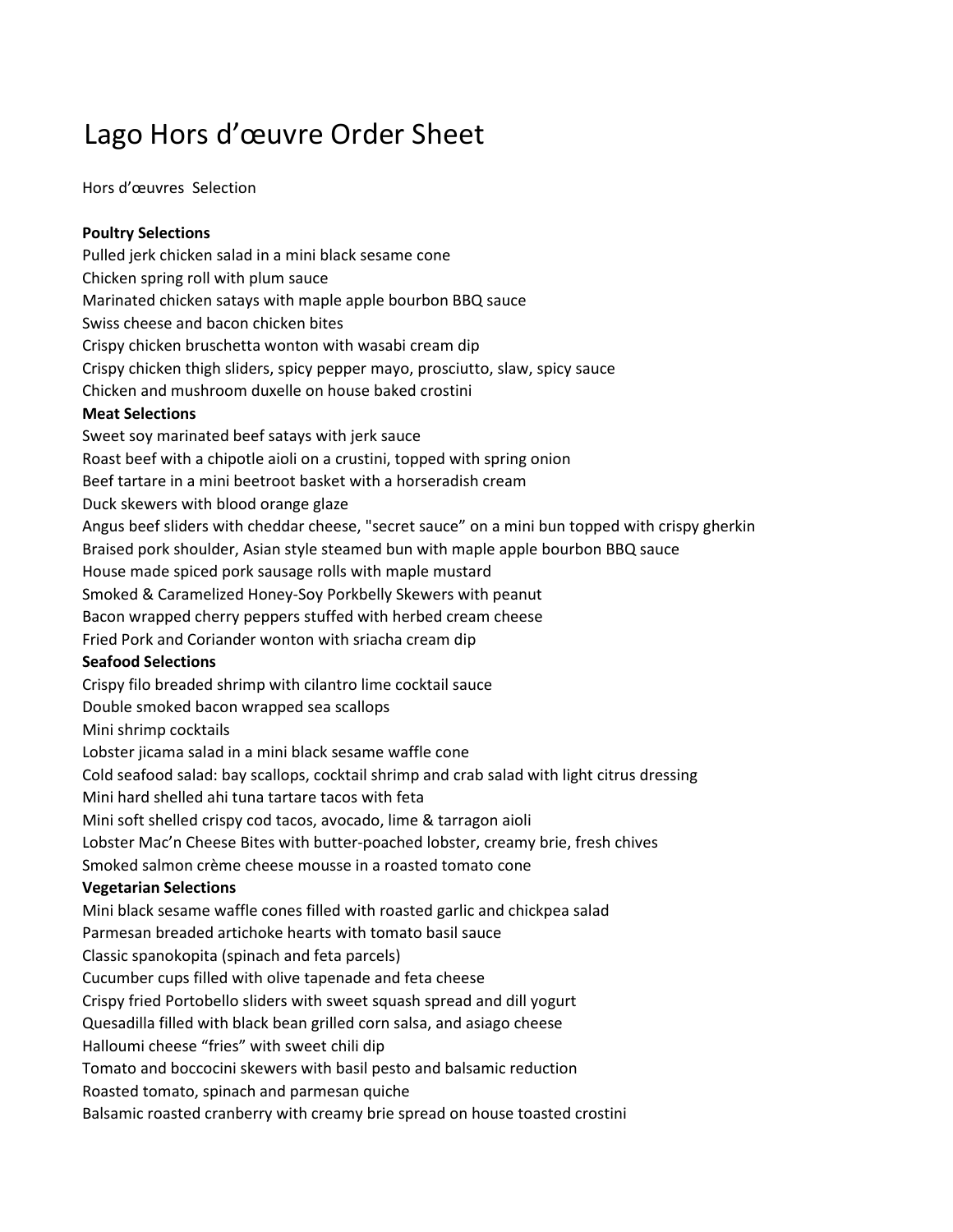# Lago Hors d'œuvre Order Sheet

Hors d'œuvres  Selection

**Poultry Selections**

Pulled jerk chicken salad in a mini black sesame cone
Chicken spring roll with plum sauce
Marinated chicken satays with maple apple bourbon BBQ sauce
Swiss cheese and bacon chicken bites
Crispy chicken bruschetta wonton with wasabi cream dip
Crispy chicken thigh sliders, spicy pepper mayo, prosciutto, slaw, spicy sauce
Chicken and mushroom duxelle on house baked crostini

**Meat Selections**

Sweet soy marinated beef satays with jerk sauce
Roast beef with a chipotle aioli on a crustini, topped with spring onion
Beef tartare in a mini beetroot basket with a horseradish cream
Duck skewers with blood orange glaze
Angus beef sliders with cheddar cheese, "secret sauce" on a mini bun topped with crispy gherkin
Braised pork shoulder, Asian style steamed bun with maple apple bourbon BBQ sauce
House made spiced pork sausage rolls with maple mustard
Smoked & Caramelized Honey-Soy Porkbelly Skewers with peanut
Bacon wrapped cherry peppers stuffed with herbed cream cheese
Fried Pork and Coriander wonton with sriacha cream dip

**Seafood Selections**

Crispy filo breaded shrimp with cilantro lime cocktail sauce
Double smoked bacon wrapped sea scallops
Mini shrimp cocktails
Lobster jicama salad in a mini black sesame waffle cone
Cold seafood salad: bay scallops, cocktail shrimp and crab salad with light citrus dressing
Mini hard shelled ahi tuna tartare tacos with feta
Mini soft shelled crispy cod tacos, avocado, lime & tarragon aioli
Lobster Mac'n Cheese Bites with butter-poached lobster, creamy brie, fresh chives
Smoked salmon crème cheese mousse in a roasted tomato cone

**Vegetarian Selections**

Mini black sesame waffle cones filled with roasted garlic and chickpea salad
Parmesan breaded artichoke hearts with tomato basil sauce
Classic spanokopita (spinach and feta parcels)
Cucumber cups filled with olive tapenade and feta cheese
Crispy fried Portobello sliders with sweet squash spread and dill yogurt
Quesadilla filled with black bean grilled corn salsa, and asiago cheese
Halloumi cheese "fries" with sweet chili dip
Tomato and boccocini skewers with basil pesto and balsamic reduction
Roasted tomato, spinach and parmesan quiche
Balsamic roasted cranberry with creamy brie spread on house toasted crostini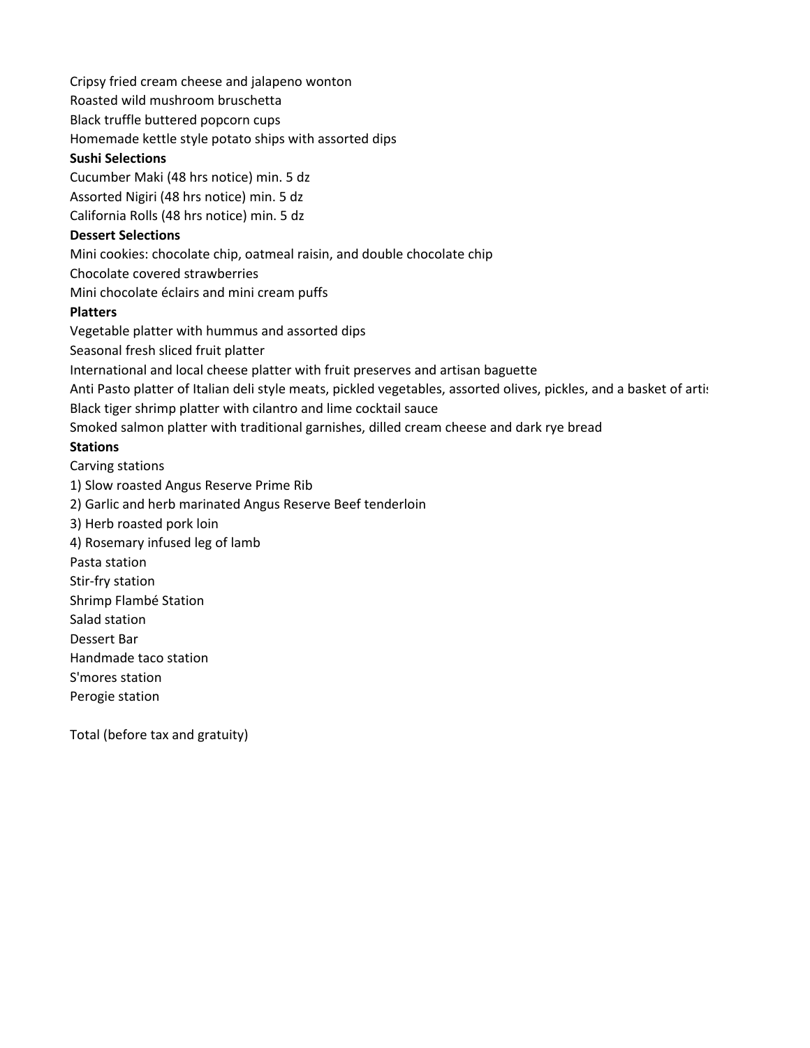Cripsy fried cream cheese and jalapeno wonton
Roasted wild mushroom bruschetta
Black truffle buttered popcorn cups
Homemade kettle style potato ships with assorted dips

**Sushi Selections**

Cucumber Maki (48 hrs notice) min. 5 dz
Assorted Nigiri (48 hrs notice) min. 5 dz
California Rolls (48 hrs notice) min. 5 dz

**Dessert Selections**

Mini cookies: chocolate chip, oatmeal raisin, and double chocolate chip
Chocolate covered strawberries
Mini chocolate éclairs and mini cream puffs

**Platters**

Vegetable platter with hummus and assorted dips
Seasonal fresh sliced fruit platter
International and local cheese platter with fruit preserves and artisan baguette
Anti Pasto platter of Italian deli style meats, pickled vegetables, assorted olives, pickles, and a basket of artis
Black tiger shrimp platter with cilantro and lime cocktail sauce
Smoked salmon platter with traditional garnishes, dilled cream cheese and dark rye bread

**Stations**

Carving stations
1) Slow roasted Angus Reserve Prime Rib
2) Garlic and herb marinated Angus Reserve Beef tenderloin
3) Herb roasted pork loin
4) Rosemary infused leg of lamb
Pasta station
Stir-fry station
Shrimp Flambé Station
Salad station
Dessert Bar
Handmade taco station
S'mores station
Perogie station

Total (before tax and gratuity)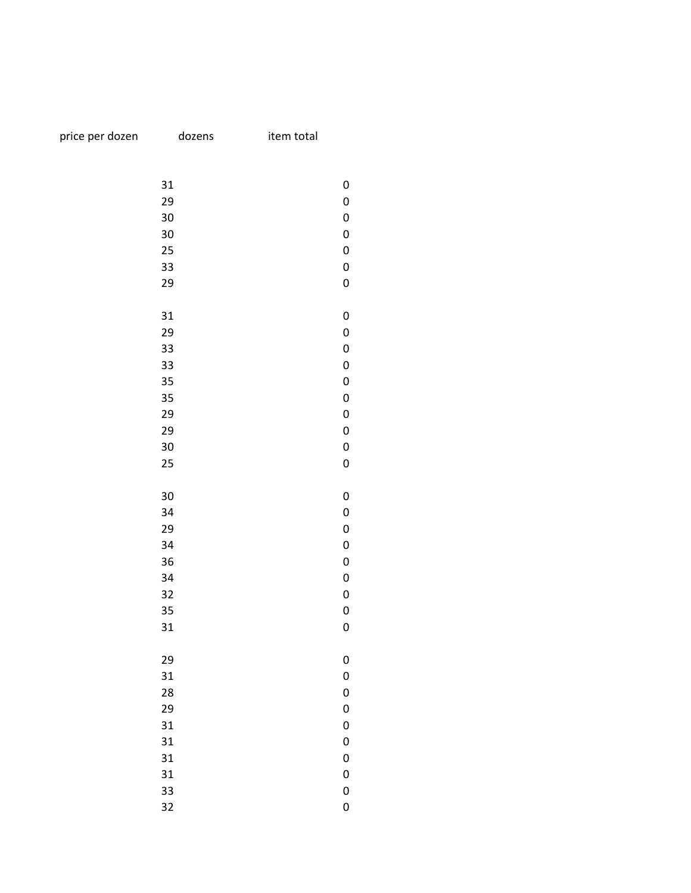| price per dozen | dozens | item total |
| --- | --- | --- |
| | | |
| 31 | | 0 |
| 29 | | 0 |
| 30 | | 0 |
| 30 | | 0 |
| 25 | | 0 |
| 33 | | 0 |
| 29 | | 0 |
| | | |
| 31 | | 0 |
| 29 | | 0 |
| 33 | | 0 |
| 33 | | 0 |
| 35 | | 0 |
| 35 | | 0 |
| 29 | | 0 |
| 29 | | 0 |
| 30 | | 0 |
| 25 | | 0 |
| | | |
| 30 | | 0 |
| 34 | | 0 |
| 29 | | 0 |
| 34 | | 0 |
| 36 | | 0 |
| 34 | | 0 |
| 32 | | 0 |
| 35 | | 0 |
| 31 | | 0 |
| | | |
| 29 | | 0 |
| 31 | | 0 |
| 28 | | 0 |
| 29 | | 0 |
| 31 | | 0 |
| 31 | | 0 |
| 31 | | 0 |
| 31 | | 0 |
| 33 | | 0 |
| 32 | | 0 |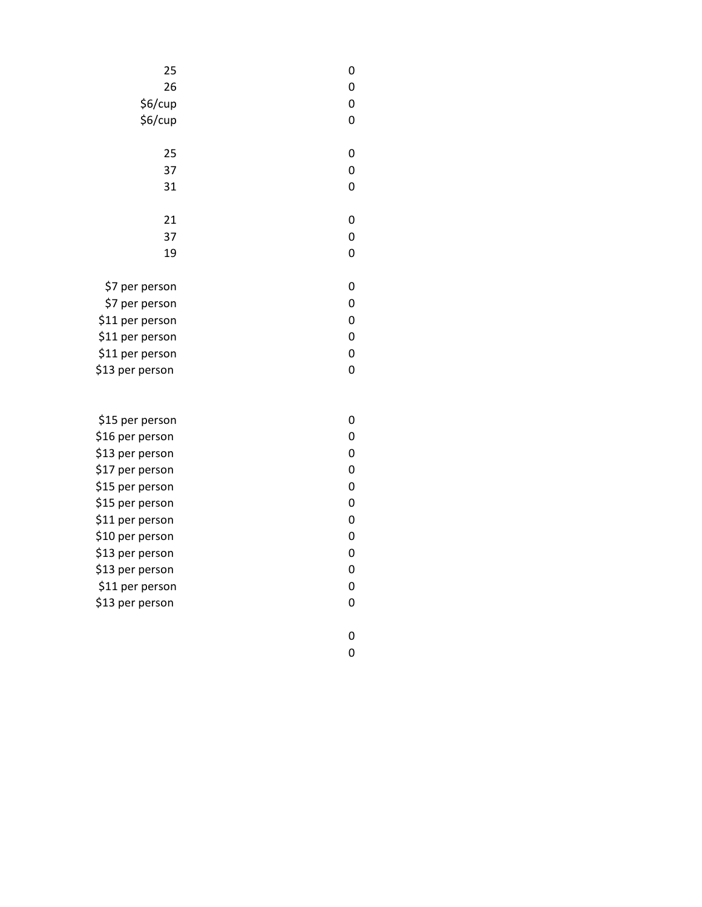| | |
|---|---|
| 25 | 0 |
| 26 | 0 |
| $6/cup | 0 |
| $6/cup | 0 |
| | |
| 25 | 0 |
| 37 | 0 |
| 31 | 0 |
| | |
| 21 | 0 |
| 37 | 0 |
| 19 | 0 |
| | |
| $7 per person | 0 |
| $7 per person | 0 |
| $11 per person | 0 |
| $11 per person | 0 |
| $11 per person | 0 |
| $13 per person | 0 |
| | |
| $15 per person | 0 |
| $16 per person | 0 |
| $13 per person | 0 |
| $17 per person | 0 |
| $15 per person | 0 |
| $15 per person | 0 |
| $11 per person | 0 |
| $10 per person | 0 |
| $13 per person | 0 |
| $13 per person | 0 |
| $11 per person | 0 |
| $13 per person | 0 |
| | |
| | 0 |
| | 0 |